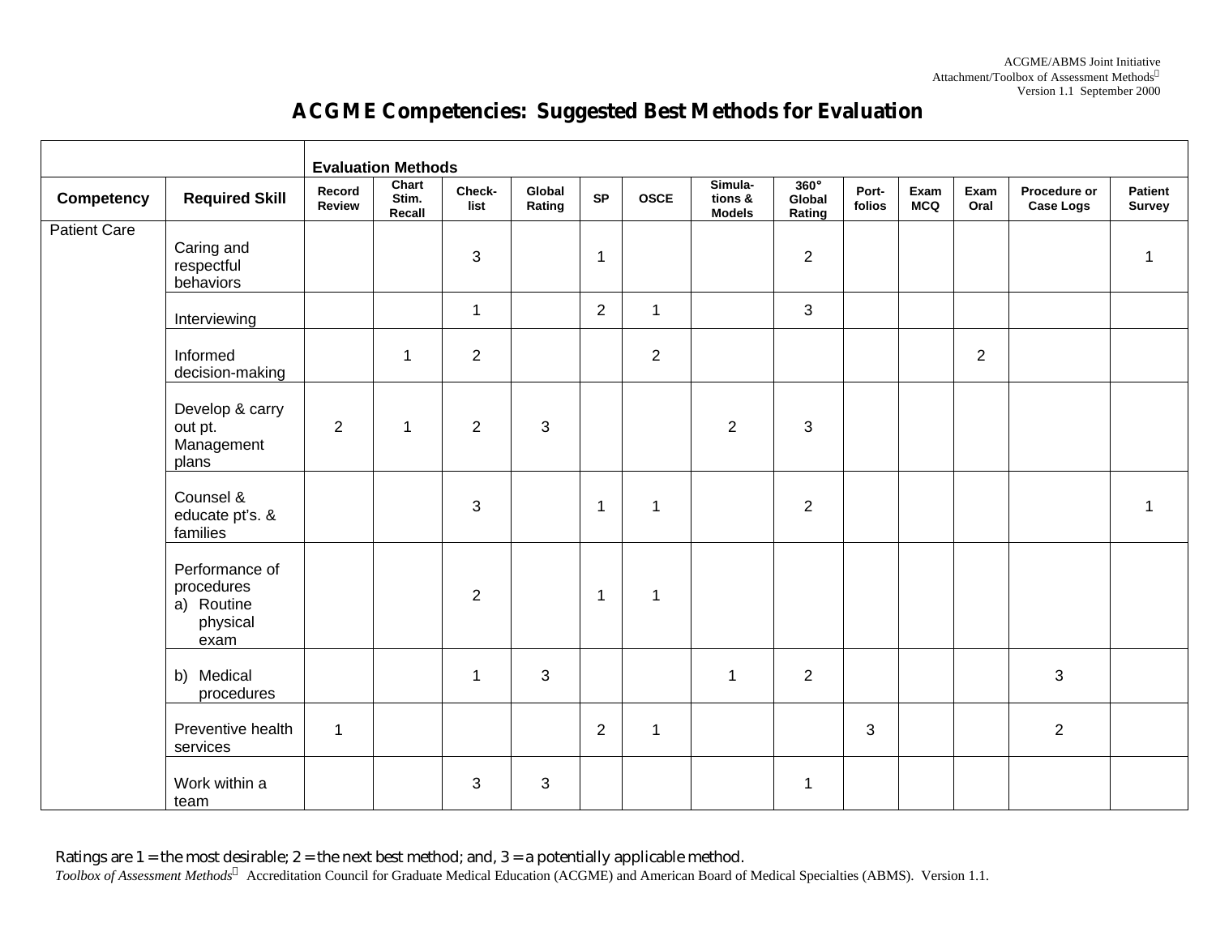# ACGME Competencies: Suggested Best Methods for Evaluation

| | | Evaluation Methods | | | | | | | | | | | | |
|---|---|---|---|---|---|---|---|---|---|---|---|---|---|---|
| **Competency** | **Required Skill** | **Record Review** | **Chart Stim. Recall** | **Check-list** | **Global Rating** | **SP** | **OSCE** | **Simula-tions & Models** | **360° Global Rating** | **Port-folios** | **Exam MCQ** | **Exam Oral** | **Procedure or Case Logs** | **Patient Survey** |
| Patient Care | Caring and respectful behaviors | | | 3 | | 1 | | | 2 | | | | | 1 |
| | Interviewing | | | 1 | | 2 | 1 | | 3 | | | | | |
| | Informed decision-making | | 1 | 2 | | | 2 | | | | | 2 | | |
| | Develop & carry out pt. Management plans | 2 | 1 | 2 | 3 | | | 2 | 3 | | | | | |
| | Counsel & educate pt's. & families | | | 3 | | 1 | 1 | | 2 | | | | | 1 |
| | Performance of procedures a) Routine physical exam | | | 2 | | 1 | 1 | | | | | | | |
| | b) Medical procedures | | | 1 | 3 | | | 1 | 2 | | | | 3 | |
| | Preventive health services | 1 | | | | 2 | 1 | | | 3 | | | 2 | |
| | Work within a team | | | 3 | 3 | | | | 1 | | | | | |

Ratings are 1 = the most desirable; 2 = the next best method; and, 3 = a potentially applicable method.

*Toolbox of Assessment Methods*© Accreditation Council for Graduate Medical Education (ACGME) and American Board of Medical Specialties (ABMS). Version 1.1.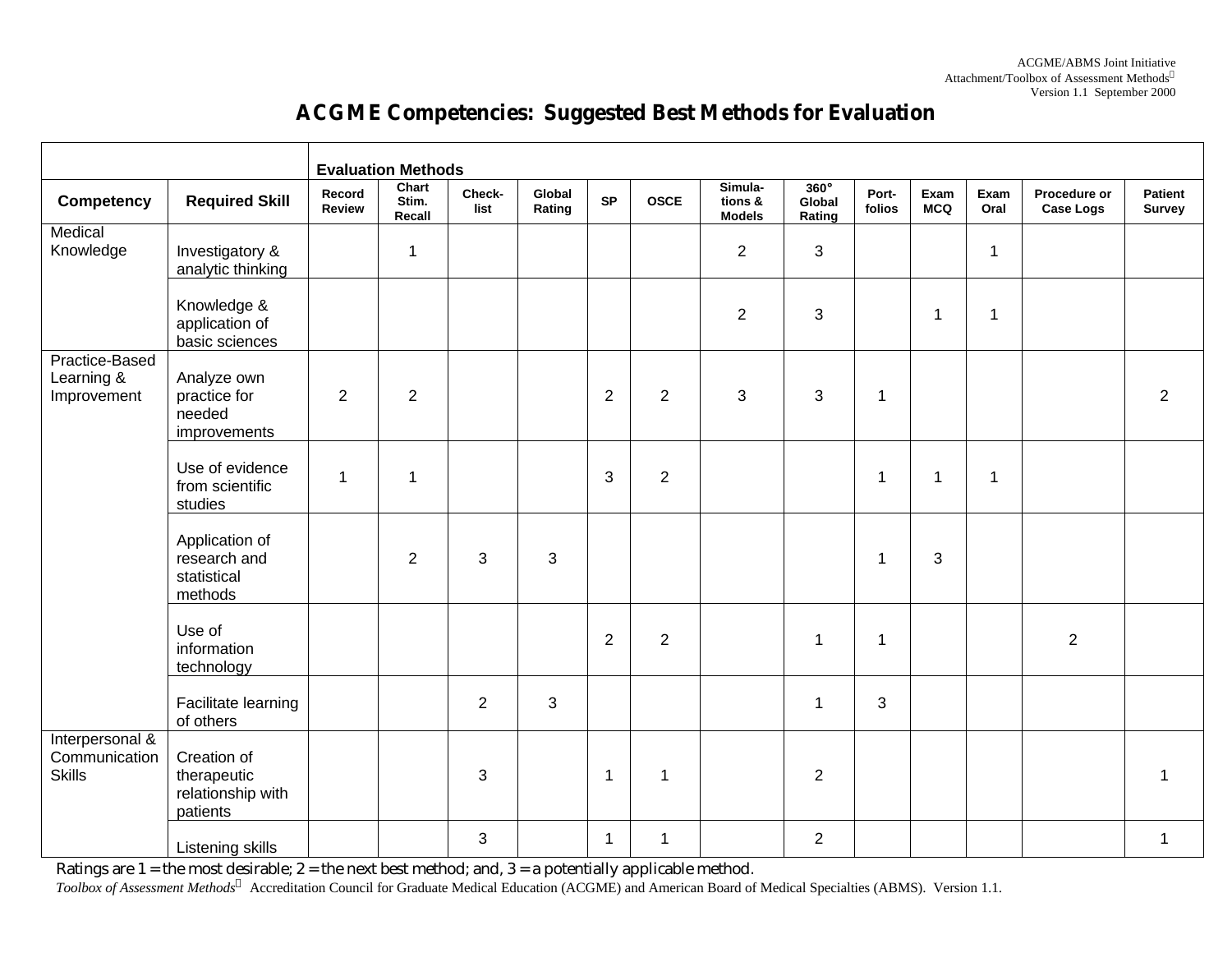# ACGME Competencies: Suggested Best Methods for Evaluation

| | | Evaluation Methods | | | | | | | | | | | | |
|---|---|---|---|---|---|---|---|---|---|---|---|---|---|---|
| **Competency** | **Required Skill** | **Record Review** | **Chart Stim. Recall** | **Check-list** | **Global Rating** | **SP** | **OSCE** | **Simula-tions & Models** | **360° Global Rating** | **Port-folios** | **Exam MCQ** | **Exam Oral** | **Procedure or Case Logs** | **Patient Survey** |
| Medical Knowledge | Investigatory & analytic thinking | | 1 | | | | | 2 | 3 | | | 1 | | |
| | Knowledge & application of basic sciences | | | | | | | 2 | 3 | | 1 | 1 | | |
| Practice-Based Learning & Improvement | Analyze own practice for needed improvements | 2 | 2 | | | 2 | 2 | 3 | 3 | 1 | | | | 2 |
| | Use of evidence from scientific studies | 1 | 1 | | | 3 | 2 | | | 1 | 1 | 1 | | |
| | Application of research and statistical methods | | 2 | 3 | 3 | | | | | 1 | 3 | | | |
| | Use of information technology | | | | | 2 | 2 | | 1 | 1 | | | 2 | |
| | Facilitate learning of others | | | 2 | 3 | | | | 1 | 3 | | | | |
| Interpersonal & Communication Skills | Creation of therapeutic relationship with patients | | | 3 | | 1 | 1 | | 2 | | | | | 1 |
| | Listening skills | | | 3 | | 1 | 1 | | 2 | | | | | 1 |

Ratings are 1 = the most desirable; 2 = the next best method; and, 3 = a potentially applicable method.

*Toolbox of Assessment Methods* Accreditation Council for Graduate Medical Education (ACGME) and American Board of Medical Specialties (ABMS). Version 1.1.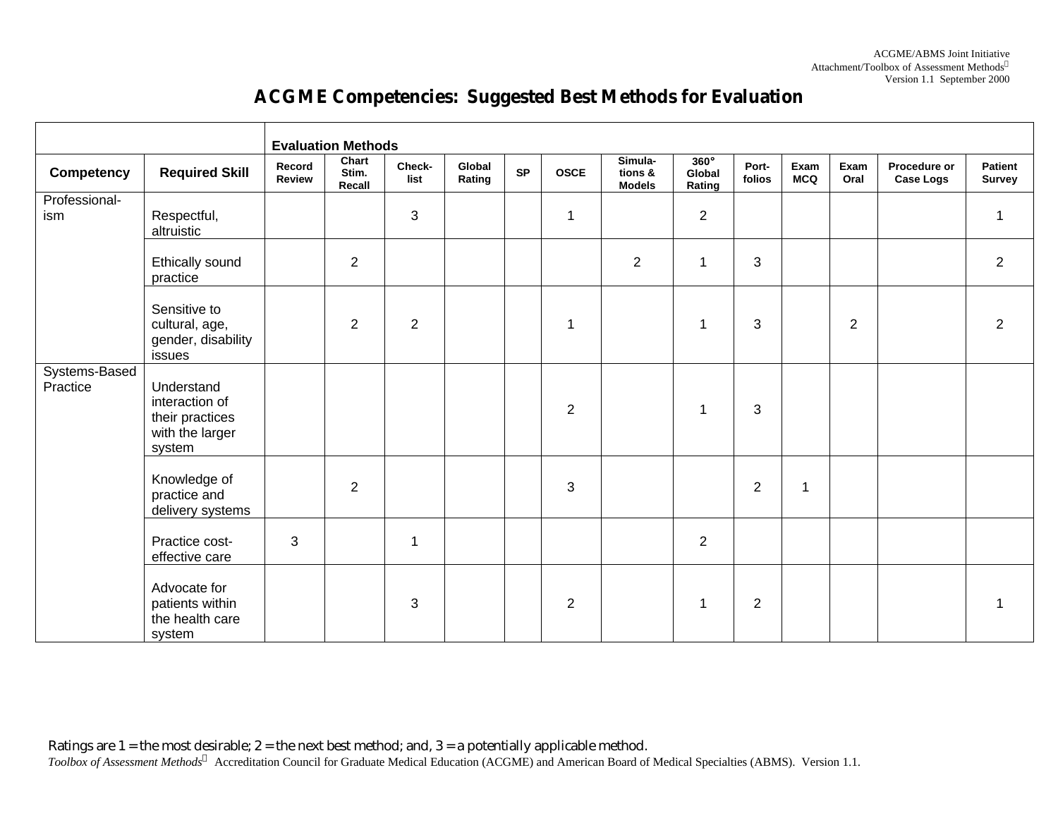# ACGME Competencies: Suggested Best Methods for Evaluation

| | | Evaluation Methods | | | | | | | | | | | | |
|---|---|---|---|---|---|---|---|---|---|---|---|---|---|---|
| **Competency** | **Required Skill** | **Record Review** | **Chart Stim. Recall** | **Check-list** | **Global Rating** | **SP** | **OSCE** | **Simula-tions & Models** | **360° Global Rating** | **Port-folios** | **Exam MCQ** | **Exam Oral** | **Procedure or Case Logs** | **Patient Survey** |
| Professional-ism | Respectful, altruistic | | | 3 | | | 1 | | 2 | | | | | 1 |
| | Ethically sound practice | | 2 | | | | | 2 | 1 | 3 | | | | 2 |
| | Sensitive to cultural, age, gender, disability issues | | 2 | 2 | | | 1 | | 1 | 3 | | 2 | | 2 |
| Systems-Based Practice | Understand interaction of their practices with the larger system | | | | | | 2 | | 1 | 3 | | | | |
| | Knowledge of practice and delivery systems | | 2 | | | | 3 | | | 2 | 1 | | | |
| | Practice cost-effective care | 3 | | 1 | | | | | 2 | | | | | |
| | Advocate for patients within the health care system | | | 3 | | | 2 | | 1 | 2 | | | | 1 |

Ratings are 1 = the most desirable; 2 = the next best method; and, 3 = a potentially applicable method.

*Toolbox of Assessment Methods*© Accreditation Council for Graduate Medical Education (ACGME) and American Board of Medical Specialties (ABMS). Version 1.1.